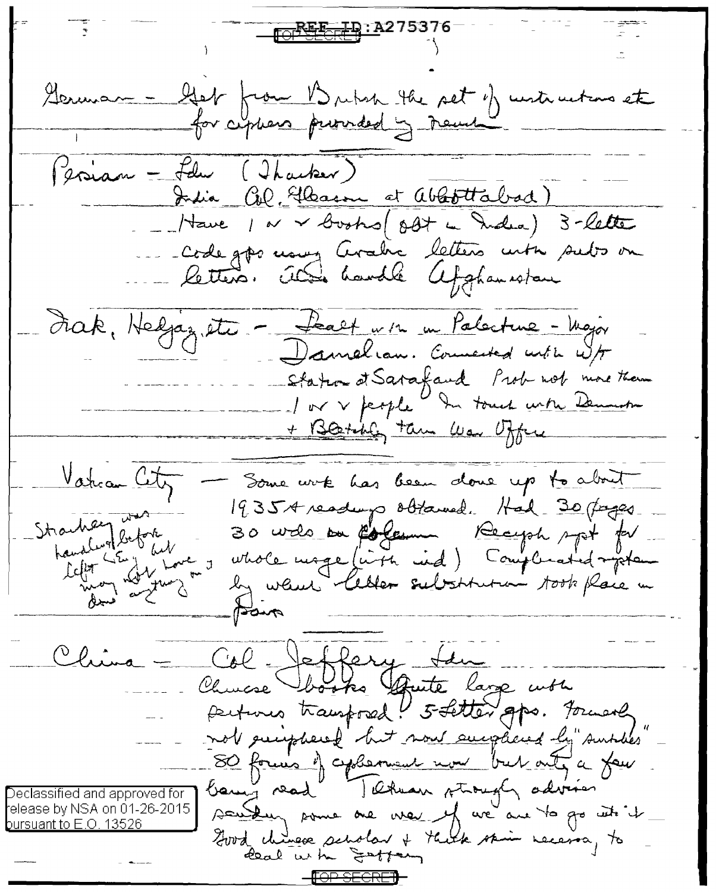REF ID:A275376

TOP SECRET

German – Get from British the set of instructions etc for ciphers provided by Reich

Persian – Ldn (Thacker)
India (Col. Gleason at Abbottabad)
Have 1 or 2 books (obt in India) 3-letter code gps using Arabic letters with subs on letters. Also handle Afghanistan

Irak, Hedjaz, etc – Dealt with in Palestine – Major Damelian. Connected with W/T station at Sarafand. Prob not more than 1 or 2 people. In touch with Denniston & Bletchley thru War Office

Vatican City – Some work has been done up to about 1935 & readings obtained. Had 30 pages 30 wds on column. Recyph syst for whole usage (with ind). Complicated system by which letter substitution took place in pairs

Strachey was handling before left Eng but may not have done anything on it

China – Col. Jeffery Ldn
Chinese books quite large with sections transposed. 5-letter gps. Formerly not enciphered but now enciphered by "subtables". 80 forms of cipherment now but only a few being read. Tiltman strongly advises sending some one over if we are to go into it. Good chinese scholar & think skin necessary to deal with Jeffery

TOP SECRET

Declassified and approved for release by NSA on 01-26-2015 pursuant to E.O. 13526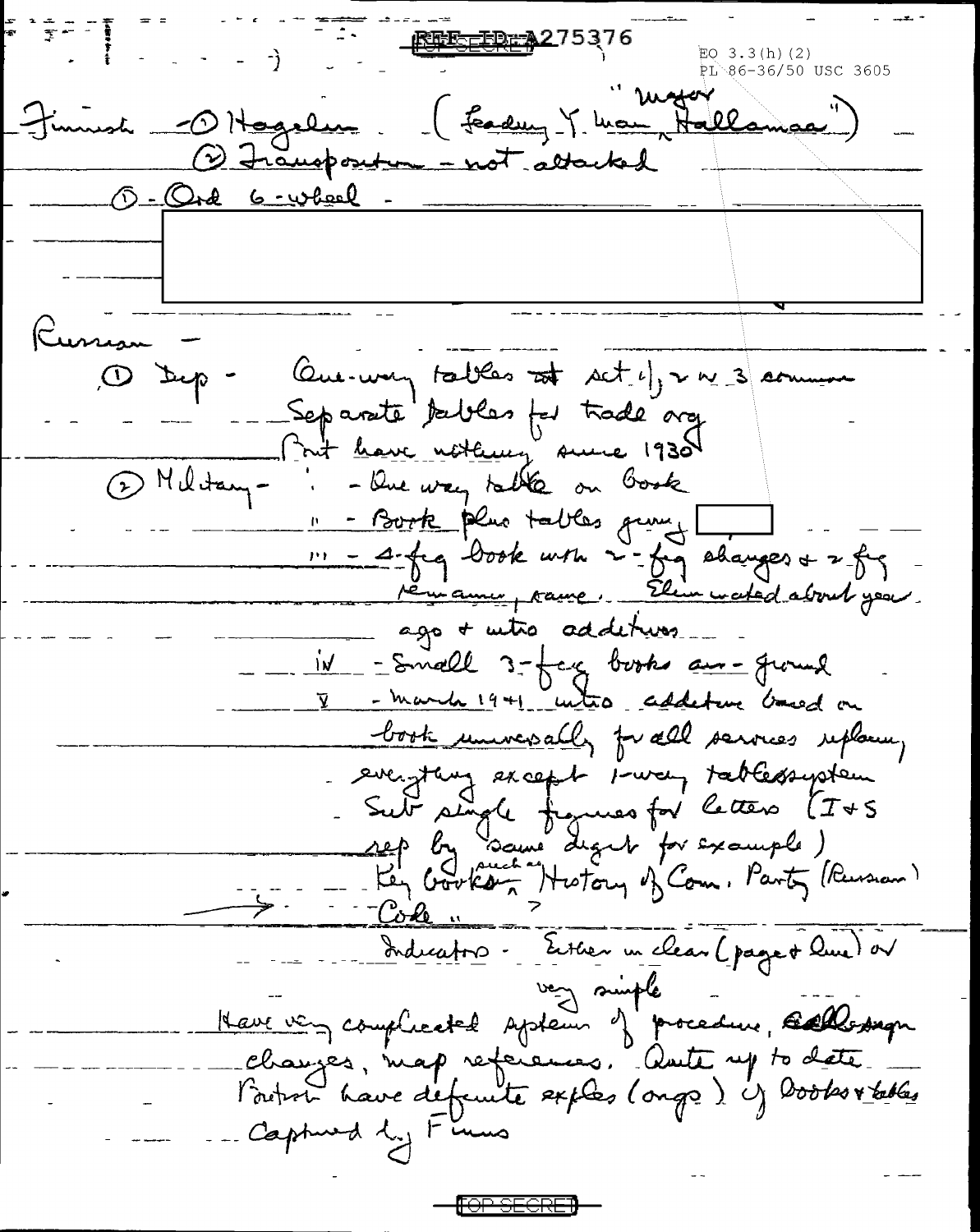REF ID:A275376

EO 3.3(h)(2)
PL 86-36/50 USC 3605

Finnish - ① Hagelin (Leading Y. man "major Hallamaa")
② Transposition - not attacked

① - Ord 6-wheel -

Russian -

① Dip - One-way tables at set i), 2 or 3 common
Separate tables for trade org
But have nothing since 1930

② Military - i - One way table on Book
ii - Book plus tables giving
iii - 4-fig book with 2-fig changes & 2 fig remainer, same. Elim inated about year ago & intro additives
iv - Small 3-fig books air-ground
v - March 1941 intro additive based on book universally for all services replacing everything except 1-way tables system
Sub single figures for letters (I & S rep by same digit for example)
Key books such as History of Com. Party (Russian)
→ Code "
Indicators - Either in clear (page & line) or very simple
Have very complicated system of procedure, call sign changes, map references. Quite up to date
British have definite exples (orgs) of books & tables
Captured by Finns

TOP SECRET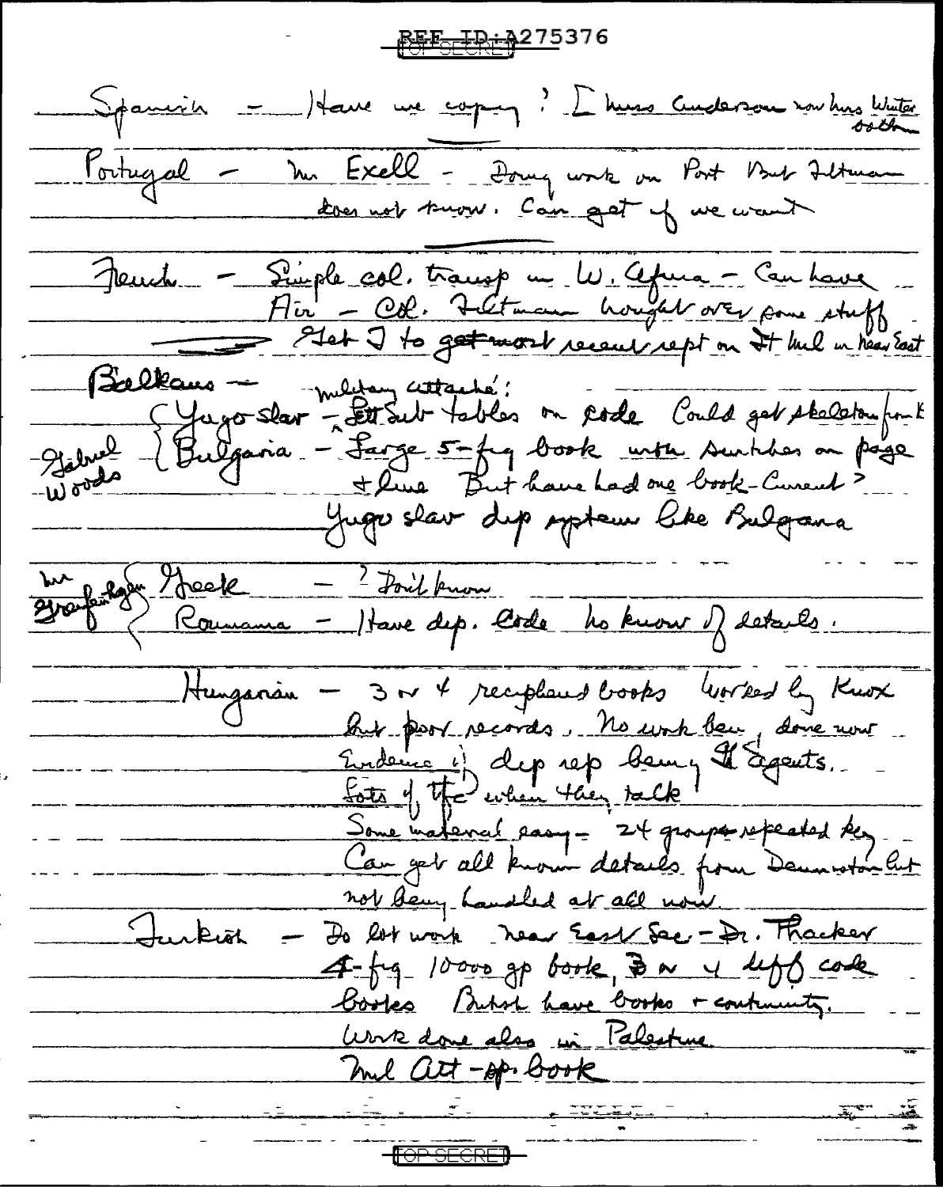REF ID:A275376

TOP SECRET

Spanish – Have we copy? [ Miss Anderson now has Winter both

Portugal – Mr Exell – Doing work on Port But Friedman does not know. Can get if we want

French – Simple col. transp in W. Africa – Can have
Air – Col. Friedman brought over some stuff
⟹ Get I to get most recent rept on It Mil in Near East

Balkans – military attaché:
Gabriel Woods { Yugo slav – Sett Sub tables on code Could get skeleton from E
Bulgaria – Large 5-fig book with numbers on page + line But have had one book – Current?
Yugoslav dip system like Bulgaria

Mr Grafenhagen { Greek – ? Don't know
Roumania – Have dip. Code No know of details.

Hungarian – 3 or 4 reciphered books Worked by Knox but poor records. No work being done now
Evidence if dip rep being It agents.
Lots of tfc when they talk
Some material easy – 24 groups repeated key
Can get all known details from Denniston but not being handled at all now.

Turkish – Do lot work Near East Sec – Dr. Thacker
4-fig 10000 gp book, 3 or 4 diff code books British have books + continuity.
Work done also in Palestine
Mil Att – sp. book

TOP SECRET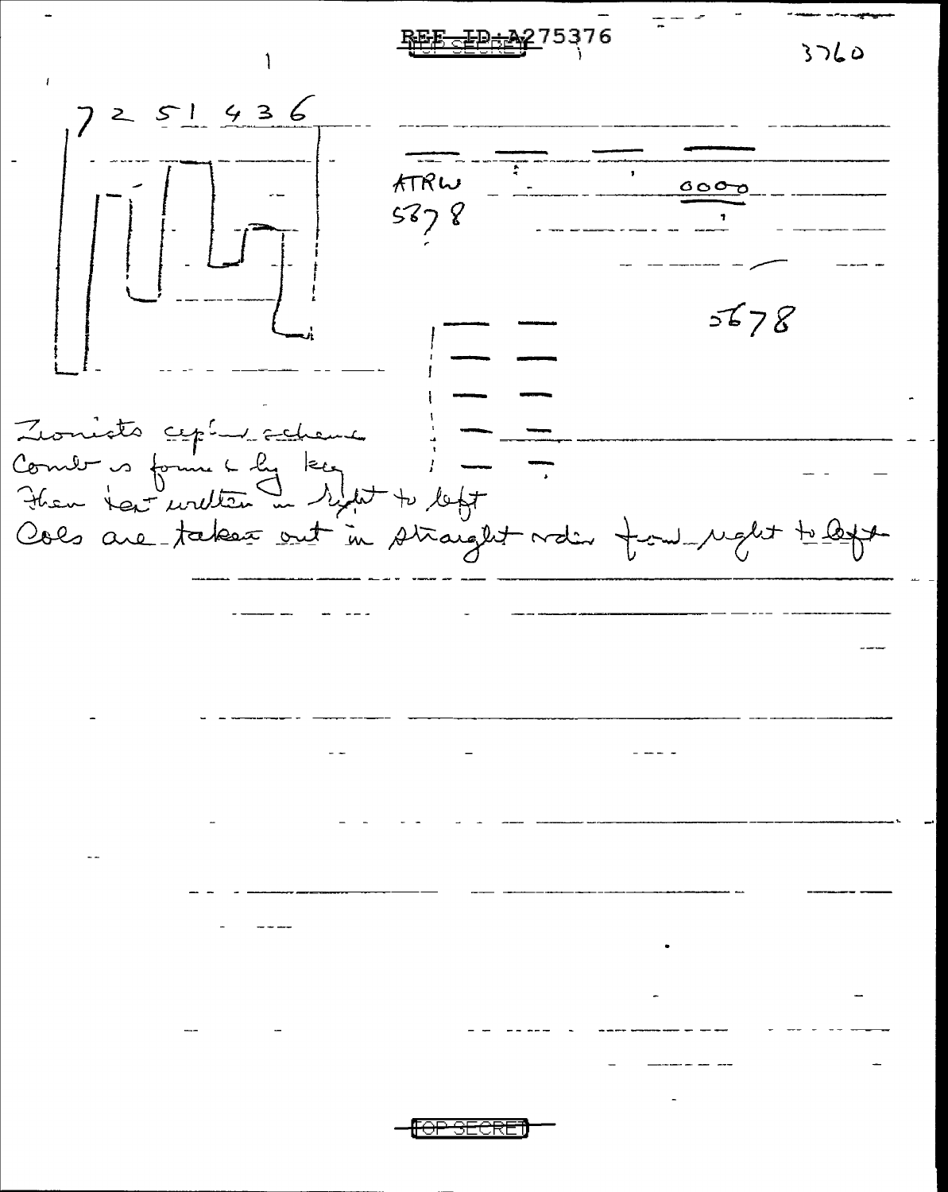3760

7 2 5 1 4 3 6

ATRW

5678

0000

5678

Zionists cipher scheme
Comb is formed by key
Then text written in right to left
Cols are taken out in straight order from right to left